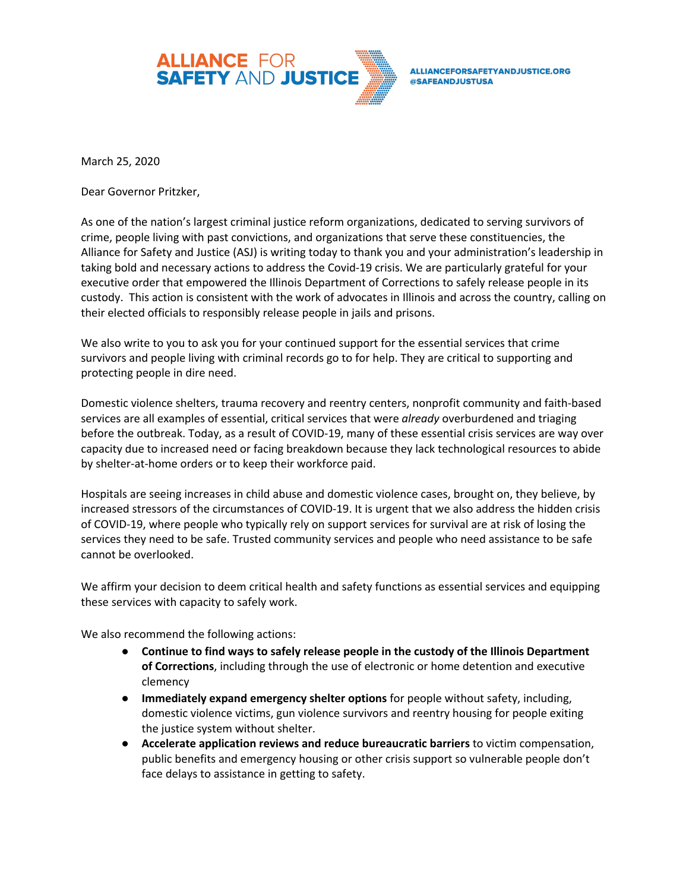**ALLIANCE FOR SAFETY AND JUSTICE**

ALLIANCEFORSAFETYANDJUSTICE.ORG
@SAFEANDJUSTUSA

March 25, 2020

Dear Governor Pritzker,

As one of the nation's largest criminal justice reform organizations, dedicated to serving survivors of crime, people living with past convictions, and organizations that serve these constituencies, the Alliance for Safety and Justice (ASJ) is writing today to thank you and your administration's leadership in taking bold and necessary actions to address the Covid-19 crisis. We are particularly grateful for your executive order that empowered the Illinois Department of Corrections to safely release people in its custody. This action is consistent with the work of advocates in Illinois and across the country, calling on their elected officials to responsibly release people in jails and prisons.

We also write to you to ask you for your continued support for the essential services that crime survivors and people living with criminal records go to for help. They are critical to supporting and protecting people in dire need.

Domestic violence shelters, trauma recovery and reentry centers, nonprofit community and faith-based services are all examples of essential, critical services that were *already* overburdened and triaging before the outbreak. Today, as a result of COVID-19, many of these essential crisis services are way over capacity due to increased need or facing breakdown because they lack technological resources to abide by shelter-at-home orders or to keep their workforce paid.

Hospitals are seeing increases in child abuse and domestic violence cases, brought on, they believe, by increased stressors of the circumstances of COVID-19. It is urgent that we also address the hidden crisis of COVID-19, where people who typically rely on support services for survival are at risk of losing the services they need to be safe. Trusted community services and people who need assistance to be safe cannot be overlooked.

We affirm your decision to deem critical health and safety functions as essential services and equipping these services with capacity to safely work.

We also recommend the following actions:

- **Continue to find ways to safely release people in the custody of the Illinois Department of Corrections**, including through the use of electronic or home detention and executive clemency
- **Immediately expand emergency shelter options** for people without safety, including, domestic violence victims, gun violence survivors and reentry housing for people exiting the justice system without shelter.
- **Accelerate application reviews and reduce bureaucratic barriers** to victim compensation, public benefits and emergency housing or other crisis support so vulnerable people don't face delays to assistance in getting to safety.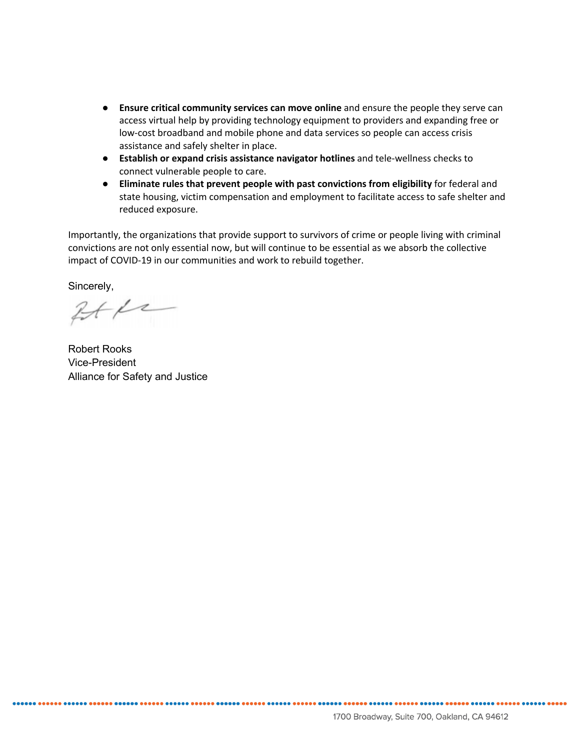- **Ensure critical community services can move online** and ensure the people they serve can access virtual help by providing technology equipment to providers and expanding free or low-cost broadband and mobile phone and data services so people can access crisis assistance and safely shelter in place.
- **Establish or expand crisis assistance navigator hotlines** and tele-wellness checks to connect vulnerable people to care.
- **Eliminate rules that prevent people with past convictions from eligibility** for federal and state housing, victim compensation and employment to facilitate access to safe shelter and reduced exposure.

Importantly, the organizations that provide support to survivors of crime or people living with criminal convictions are not only essential now, but will continue to be essential as we absorb the collective impact of COVID-19 in our communities and work to rebuild together.

Sincerely,

Robert Rooks
Vice-President
Alliance for Safety and Justice

1700 Broadway, Suite 700, Oakland, CA 94612